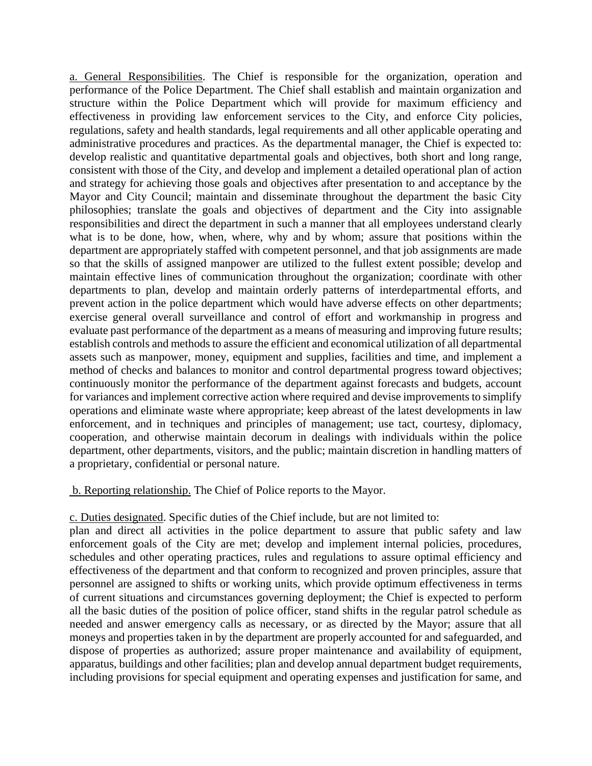<u>a. General Responsibilities</u>. The Chief is responsible for the organization, operation and performance of the Police Department. The Chief shall establish and maintain organization and structure within the Police Department which will provide for maximum efficiency and effectiveness in providing law enforcement services to the City, and enforce City policies, regulations, safety and health standards, legal requirements and all other applicable operating and administrative procedures and practices. As the departmental manager, the Chief is expected to: develop realistic and quantitative departmental goals and objectives, both short and long range, consistent with those of the City, and develop and implement a detailed operational plan of action and strategy for achieving those goals and objectives after presentation to and acceptance by the Mayor and City Council; maintain and disseminate throughout the department the basic City philosophies; translate the goals and objectives of department and the City into assignable responsibilities and direct the department in such a manner that all employees understand clearly what is to be done, how, when, where, why and by whom; assure that positions within the department are appropriately staffed with competent personnel, and that job assignments are made so that the skills of assigned manpower are utilized to the fullest extent possible; develop and maintain effective lines of communication throughout the organization; coordinate with other departments to plan, develop and maintain orderly patterns of interdepartmental efforts, and prevent action in the police department which would have adverse effects on other departments; exercise general overall surveillance and control of effort and workmanship in progress and evaluate past performance of the department as a means of measuring and improving future results; establish controls and methods to assure the efficient and economical utilization of all departmental assets such as manpower, money, equipment and supplies, facilities and time, and implement a method of checks and balances to monitor and control departmental progress toward objectives; continuously monitor the performance of the department against forecasts and budgets, account for variances and implement corrective action where required and devise improvements to simplify operations and eliminate waste where appropriate; keep abreast of the latest developments in law enforcement, and in techniques and principles of management; use tact, courtesy, diplomacy, cooperation, and otherwise maintain decorum in dealings with individuals within the police department, other departments, visitors, and the public; maintain discretion in handling matters of a proprietary, confidential or personal nature.

<u>b. Reporting relationship.</u> The Chief of Police reports to the Mayor.

<u>c. Duties designated</u>. Specific duties of the Chief include, but are not limited to:
plan and direct all activities in the police department to assure that public safety and law enforcement goals of the City are met; develop and implement internal policies, procedures, schedules and other operating practices, rules and regulations to assure optimal efficiency and effectiveness of the department and that conform to recognized and proven principles, assure that personnel are assigned to shifts or working units, which provide optimum effectiveness in terms of current situations and circumstances governing deployment; the Chief is expected to perform all the basic duties of the position of police officer, stand shifts in the regular patrol schedule as needed and answer emergency calls as necessary, or as directed by the Mayor; assure that all moneys and properties taken in by the department are properly accounted for and safeguarded, and dispose of properties as authorized; assure proper maintenance and availability of equipment, apparatus, buildings and other facilities; plan and develop annual department budget requirements, including provisions for special equipment and operating expenses and justification for same, and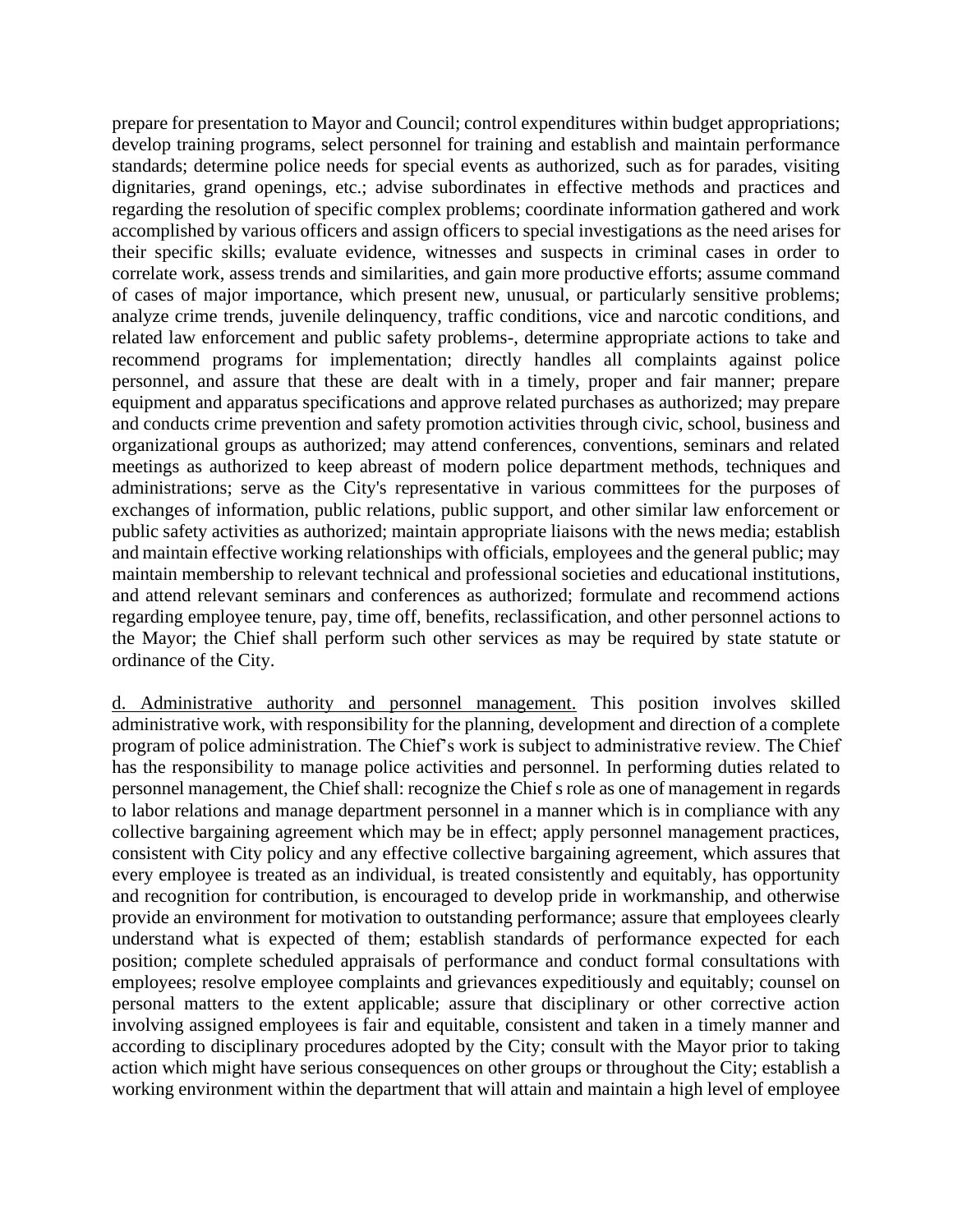prepare for presentation to Mayor and Council; control expenditures within budget appropriations; develop training programs, select personnel for training and establish and maintain performance standards; determine police needs for special events as authorized, such as for parades, visiting dignitaries, grand openings, etc.; advise subordinates in effective methods and practices and regarding the resolution of specific complex problems; coordinate information gathered and work accomplished by various officers and assign officers to special investigations as the need arises for their specific skills; evaluate evidence, witnesses and suspects in criminal cases in order to correlate work, assess trends and similarities, and gain more productive efforts; assume command of cases of major importance, which present new, unusual, or particularly sensitive problems; analyze crime trends, juvenile delinquency, traffic conditions, vice and narcotic conditions, and related law enforcement and public safety problems-, determine appropriate actions to take and recommend programs for implementation; directly handles all complaints against police personnel, and assure that these are dealt with in a timely, proper and fair manner; prepare equipment and apparatus specifications and approve related purchases as authorized; may prepare and conducts crime prevention and safety promotion activities through civic, school, business and organizational groups as authorized; may attend conferences, conventions, seminars and related meetings as authorized to keep abreast of modern police department methods, techniques and administrations; serve as the City's representative in various committees for the purposes of exchanges of information, public relations, public support, and other similar law enforcement or public safety activities as authorized; maintain appropriate liaisons with the news media; establish and maintain effective working relationships with officials, employees and the general public; may maintain membership to relevant technical and professional societies and educational institutions, and attend relevant seminars and conferences as authorized; formulate and recommend actions regarding employee tenure, pay, time off, benefits, reclassification, and other personnel actions to the Mayor; the Chief shall perform such other services as may be required by state statute or ordinance of the City.

d. Administrative authority and personnel management. This position involves skilled administrative work, with responsibility for the planning, development and direction of a complete program of police administration. The Chief's work is subject to administrative review. The Chief has the responsibility to manage police activities and personnel. In performing duties related to personnel management, the Chief shall: recognize the Chief s role as one of management in regards to labor relations and manage department personnel in a manner which is in compliance with any collective bargaining agreement which may be in effect; apply personnel management practices, consistent with City policy and any effective collective bargaining agreement, which assures that every employee is treated as an individual, is treated consistently and equitably, has opportunity and recognition for contribution, is encouraged to develop pride in workmanship, and otherwise provide an environment for motivation to outstanding performance; assure that employees clearly understand what is expected of them; establish standards of performance expected for each position; complete scheduled appraisals of performance and conduct formal consultations with employees; resolve employee complaints and grievances expeditiously and equitably; counsel on personal matters to the extent applicable; assure that disciplinary or other corrective action involving assigned employees is fair and equitable, consistent and taken in a timely manner and according to disciplinary procedures adopted by the City; consult with the Mayor prior to taking action which might have serious consequences on other groups or throughout the City; establish a working environment within the department that will attain and maintain a high level of employee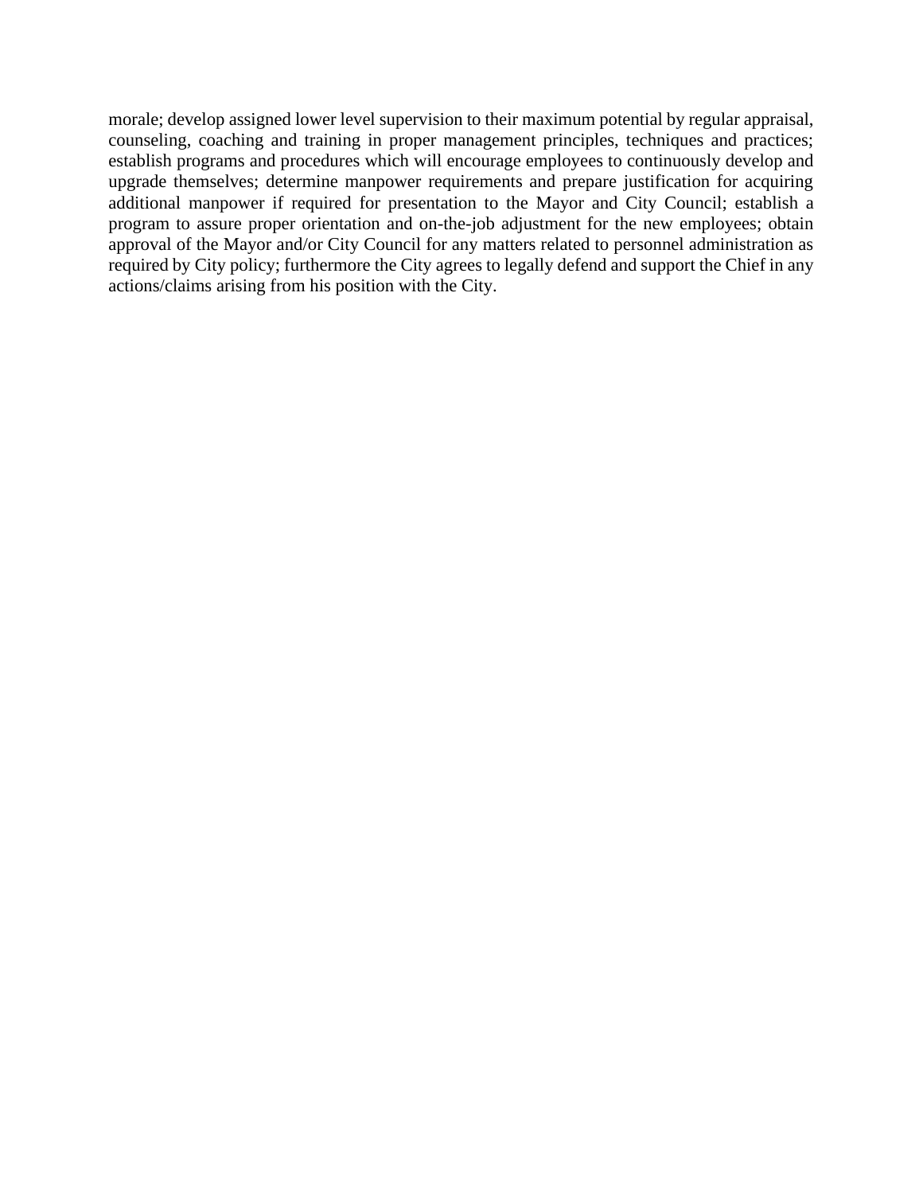morale; develop assigned lower level supervision to their maximum potential by regular appraisal, counseling, coaching and training in proper management principles, techniques and practices; establish programs and procedures which will encourage employees to continuously develop and upgrade themselves; determine manpower requirements and prepare justification for acquiring additional manpower if required for presentation to the Mayor and City Council; establish a program to assure proper orientation and on-the-job adjustment for the new employees; obtain approval of the Mayor and/or City Council for any matters related to personnel administration as required by City policy; furthermore the City agrees to legally defend and support the Chief in any actions/claims arising from his position with the City.